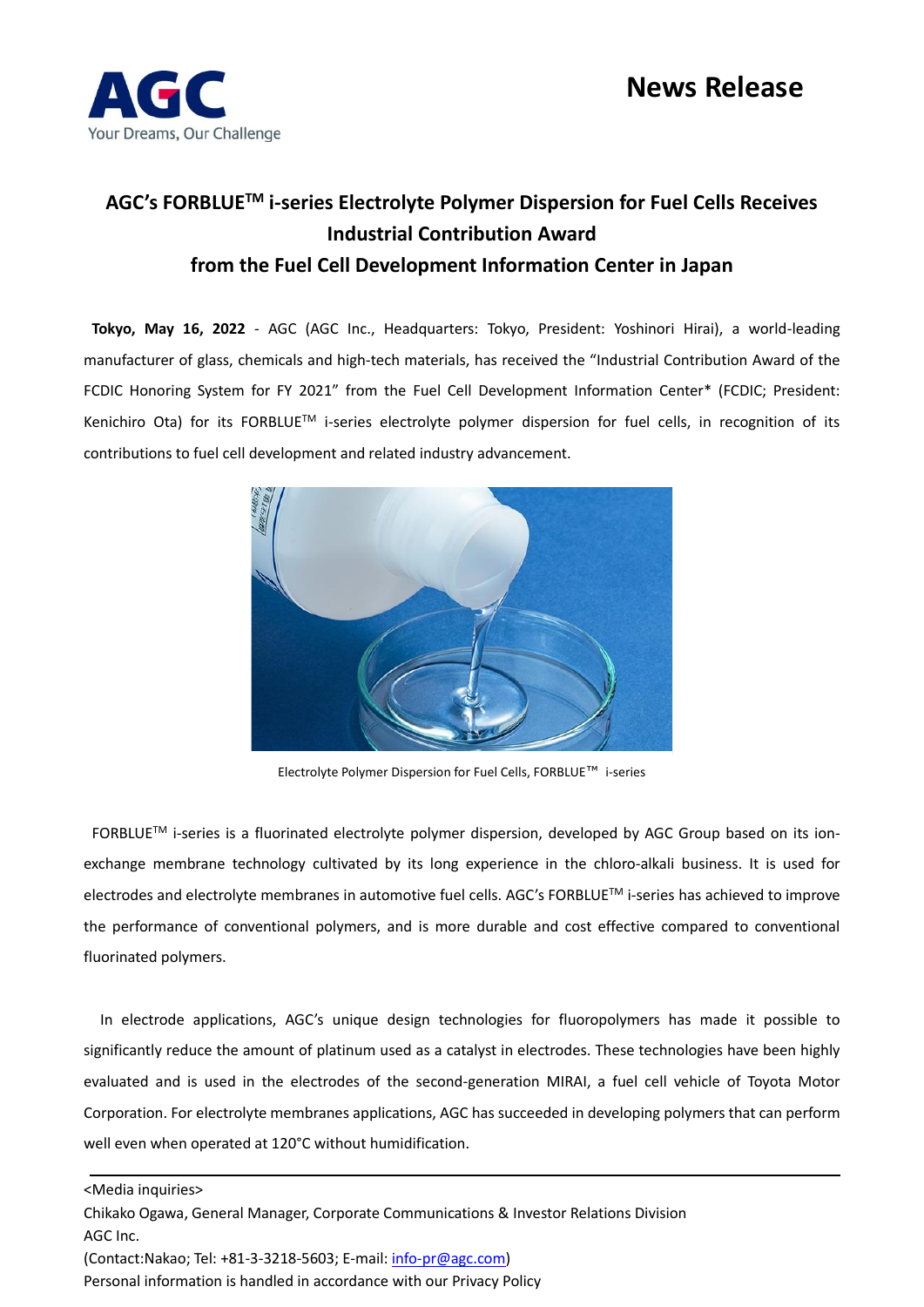AGC
Your Dreams, Our Challenge

# News Release

## AGC's FORBLUE™ i-series Electrolyte Polymer Dispersion for Fuel Cells Receives Industrial Contribution Award from the Fuel Cell Development Information Center in Japan

**Tokyo, May 16, 2022** - AGC (AGC Inc., Headquarters: Tokyo, President: Yoshinori Hirai), a world-leading manufacturer of glass, chemicals and high-tech materials, has received the "Industrial Contribution Award of the FCDIC Honoring System for FY 2021" from the Fuel Cell Development Information Center* (FCDIC; President: Kenichiro Ota) for its FORBLUE™ i-series electrolyte polymer dispersion for fuel cells, in recognition of its contributions to fuel cell development and related industry advancement.

Electrolyte Polymer Dispersion for Fuel Cells, FORBLUE™ i-series

FORBLUE™ i-series is a fluorinated electrolyte polymer dispersion, developed by AGC Group based on its ion-exchange membrane technology cultivated by its long experience in the chloro-alkali business. It is used for electrodes and electrolyte membranes in automotive fuel cells. AGC's FORBLUE™ i-series has achieved to improve the performance of conventional polymers, and is more durable and cost effective compared to conventional fluorinated polymers.

In electrode applications, AGC's unique design technologies for fluoropolymers has made it possible to significantly reduce the amount of platinum used as a catalyst in electrodes. These technologies have been highly evaluated and is used in the electrodes of the second-generation MIRAI, a fuel cell vehicle of Toyota Motor Corporation. For electrolyte membranes applications, AGC has succeeded in developing polymers that can perform well even when operated at 120°C without humidification.

---

<Media inquiries>
Chikako Ogawa, General Manager, Corporate Communications & Investor Relations Division
AGC Inc.
(Contact:Nakao; Tel: +81-3-3218-5603; E-mail: info-pr@agc.com)
Personal information is handled in accordance with our Privacy Policy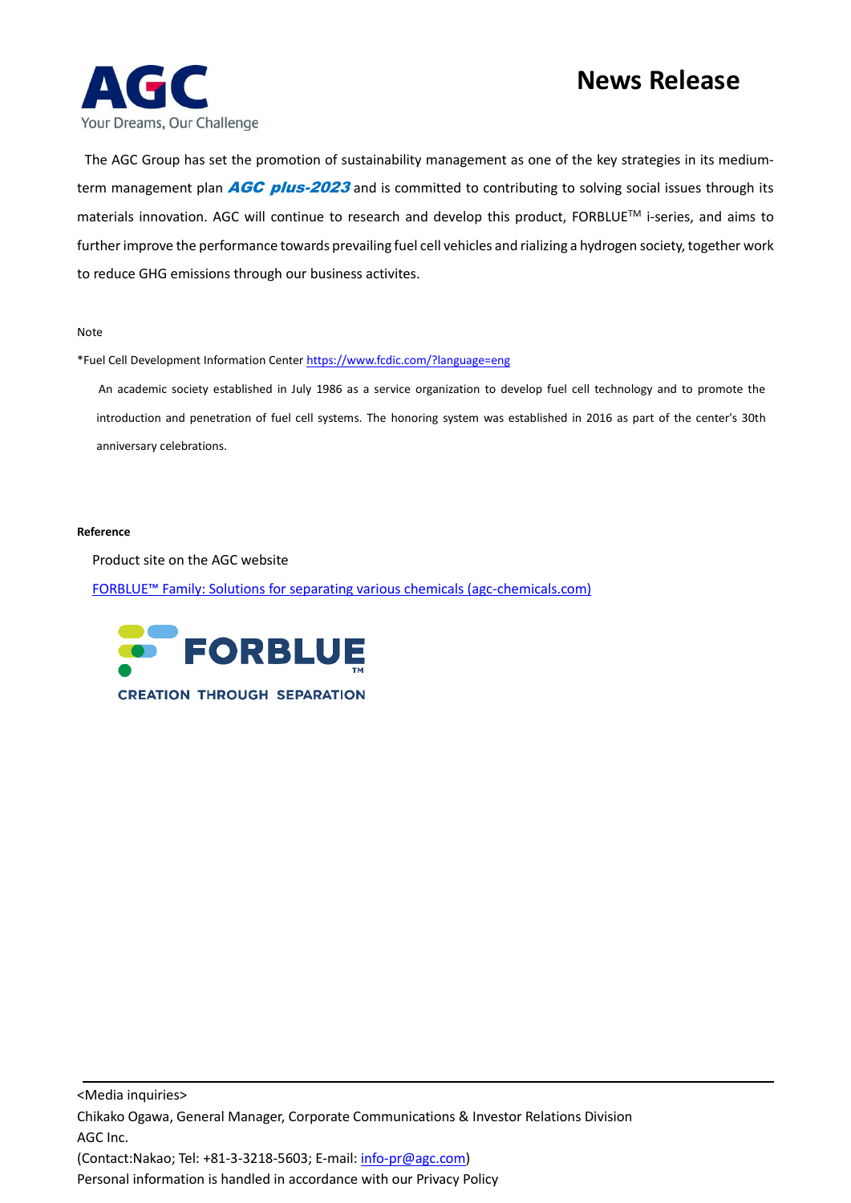The AGC Group has set the promotion of sustainability management as one of the key strategies in its medium-term management plan ***AGC plus-2023*** and is committed to contributing to solving social issues through its materials innovation. AGC will continue to research and develop this product, FORBLUE$^{TM}$ i-series, and aims to further improve the performance towards prevailing fuel cell vehicles and rializing a hydrogen society, together work to reduce GHG emissions through our business activites.

Note

*Fuel Cell Development Information Center https://www.fcdic.com/?language=eng

An academic society established in July 1986 as a service organization to develop fuel cell technology and to promote the introduction and penetration of fuel cell systems. The honoring system was established in 2016 as part of the center's 30th anniversary celebrations.

**Reference**

Product site on the AGC website

FORBLUE™ Family: Solutions for separating various chemicals (agc-chemicals.com)

FORBLUE™

CREATION THROUGH SEPARATION

---

<Media inquiries>

Chikako Ogawa, General Manager, Corporate Communications & Investor Relations Division

AGC Inc.

(Contact:Nakao; Tel: +81-3-3218-5603; E-mail: info-pr@agc.com)

Personal information is handled in accordance with our Privacy Policy